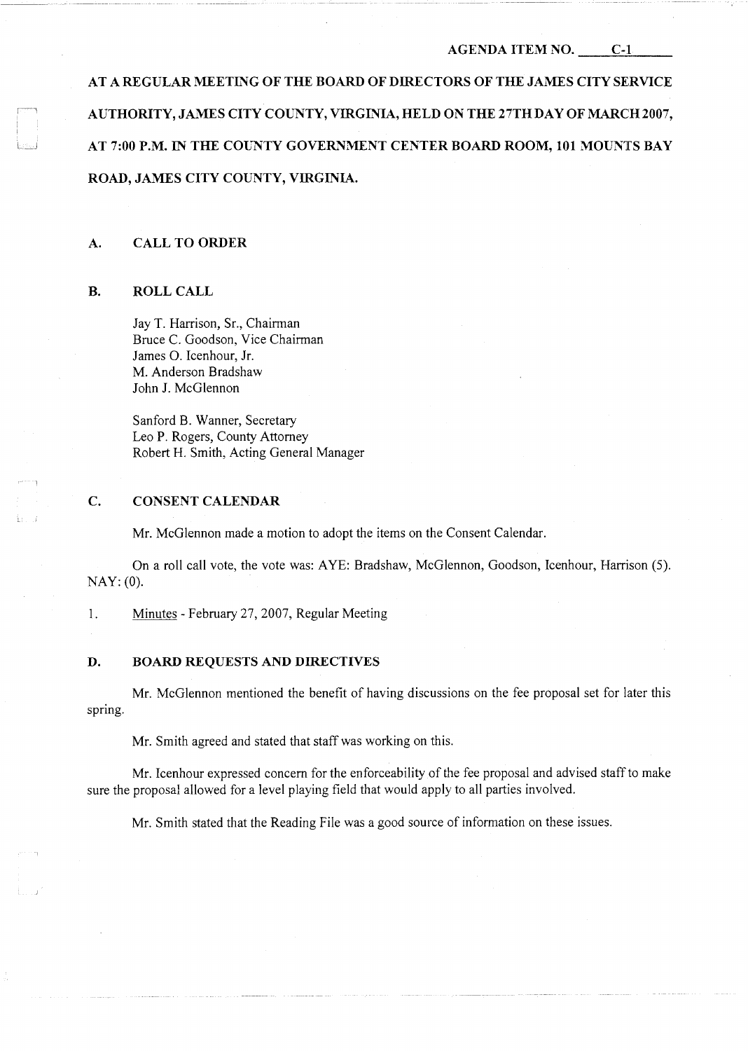AGENDA ITEM NO. C-1

**AT A REGULAR MEETING OF THE BOARD OF DIRECTORS OF THE JAMES CITY SERVICE AUTHORITY, JAMES CITY COUNTY, VIRGINIA, HELD ON THE 27TH DAY OF MARCH 2007, AT 7:00 P.M. IN THE COUNTY GOVERNMENT CENTER BOARD ROOM, 101 MOUNTS BAY ROAD, JAMES CITY COUNTY, VIRGINIA.**

## A. CALL TO ORDER

## B. ROLL CALL

Jay T. Harrison, Sr., Chairman
Bruce C. Goodson, Vice Chairman
James O. Icenhour, Jr.
M. Anderson Bradshaw
John J. McGlennon

Sanford B. Wanner, Secretary
Leo P. Rogers, County Attorney
Robert H. Smith, Acting General Manager

## C. CONSENT CALENDAR

Mr. McGlennon made a motion to adopt the items on the Consent Calendar.

On a roll call vote, the vote was: AYE: Bradshaw, McGlennon, Goodson, Icenhour, Harrison (5). NAY: (0).

1. Minutes - February 27, 2007, Regular Meeting

## D. BOARD REQUESTS AND DIRECTIVES

Mr. McGlennon mentioned the benefit of having discussions on the fee proposal set for later this spring.

Mr. Smith agreed and stated that staff was working on this.

Mr. Icenhour expressed concern for the enforceability of the fee proposal and advised staff to make sure the proposal allowed for a level playing field that would apply to all parties involved.

Mr. Smith stated that the Reading File was a good source of information on these issues.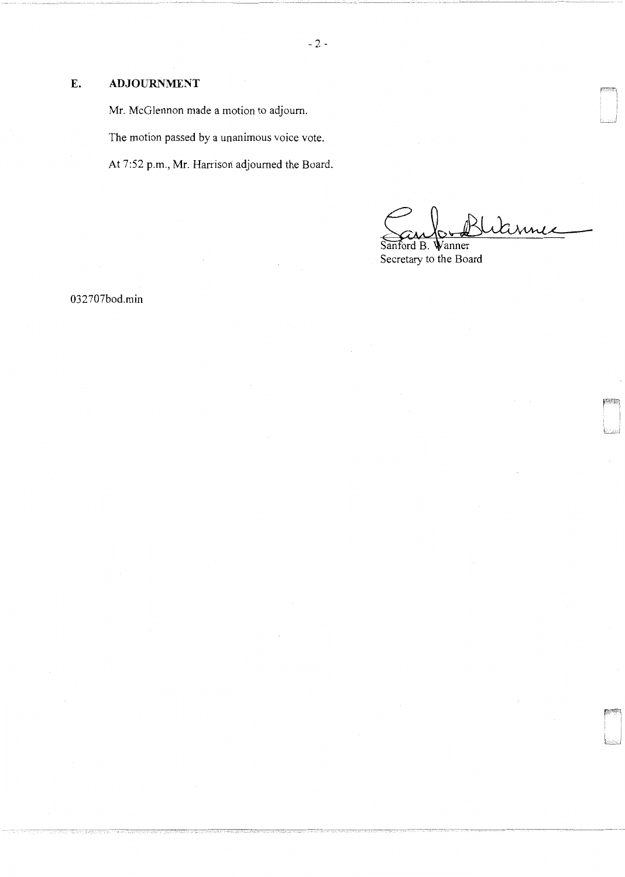## E. ADJOURNMENT

Mr. McGlennon made a motion to adjourn.

The motion passed by a unanimous voice vote.

At 7:52 p.m., Mr. Harrison adjourned the Board.

Sanford B. Wanner
Secretary to the Board

032707bod.min